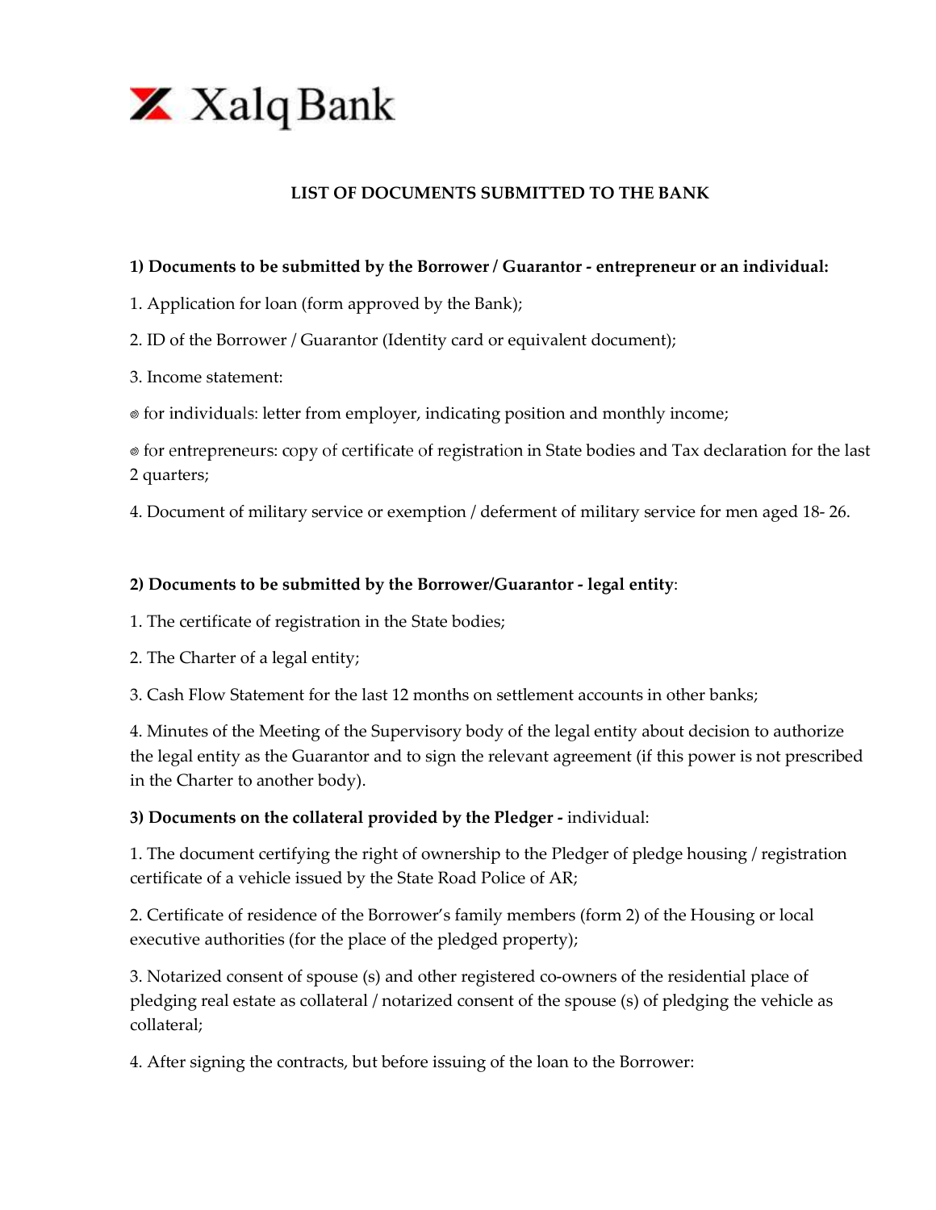Xalq Bank

## LIST OF DOCUMENTS SUBMITTED TO THE BANK

**1) Documents to be submitted by the Borrower / Guarantor - entrepreneur or an individual:**

1. Application for loan (form approved by the Bank);

2. ID of the Borrower / Guarantor (Identity card or equivalent document);

3. Income statement:

- for individuals: letter from employer, indicating position and monthly income;
- for entrepreneurs: copy of certificate of registration in State bodies and Tax declaration for the last 2 quarters;

4. Document of military service or exemption / deferment of military service for men aged 18- 26.

**2) Documents to be submitted by the Borrower/Guarantor - legal entity**:

1. The certificate of registration in the State bodies;

2. The Charter of a legal entity;

3. Cash Flow Statement for the last 12 months on settlement accounts in other banks;

4. Minutes of the Meeting of the Supervisory body of the legal entity about decision to authorize the legal entity as the Guarantor and to sign the relevant agreement (if this power is not prescribed in the Charter to another body).

**3) Documents on the collateral provided by the Pledger -** individual:

1. The document certifying the right of ownership to the Pledger of pledge housing / registration certificate of a vehicle issued by the State Road Police of AR;

2. Certificate of residence of the Borrower's family members (form 2) of the Housing or local executive authorities (for the place of the pledged property);

3. Notarized consent of spouse (s) and other registered co-owners of the residential place of pledging real estate as collateral / notarized consent of the spouse (s) of pledging the vehicle as collateral;

4. After signing the contracts, but before issuing of the loan to the Borrower: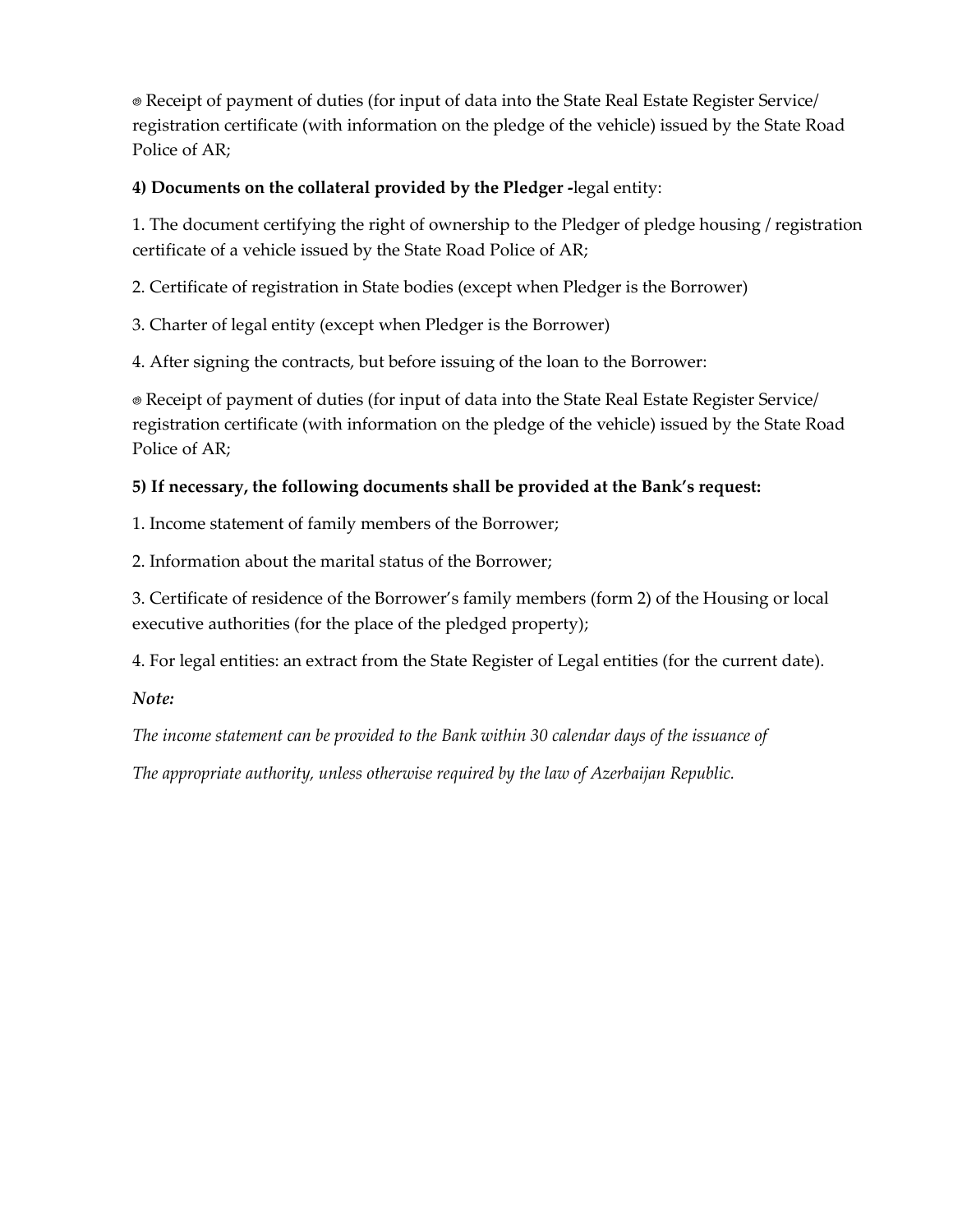◎ Receipt of payment of duties (for input of data into the State Real Estate Register Service/ registration certificate (with information on the pledge of the vehicle) issued by the State Road Police of AR;

**4) Documents on the collateral provided by the Pledger -**legal entity:

1. The document certifying the right of ownership to the Pledger of pledge housing / registration certificate of a vehicle issued by the State Road Police of AR;

2. Certificate of registration in State bodies (except when Pledger is the Borrower)

3. Charter of legal entity (except when Pledger is the Borrower)

4. After signing the contracts, but before issuing of the loan to the Borrower:

◎ Receipt of payment of duties (for input of data into the State Real Estate Register Service/ registration certificate (with information on the pledge of the vehicle) issued by the State Road Police of AR;

**5) If necessary, the following documents shall be provided at the Bank's request:**

1. Income statement of family members of the Borrower;

2. Information about the marital status of the Borrower;

3. Certificate of residence of the Borrower's family members (form 2) of the Housing or local executive authorities (for the place of the pledged property);

4. For legal entities: an extract from the State Register of Legal entities (for the current date).

***Note:***

*The income statement can be provided to the Bank within 30 calendar days of the issuance of*

*The appropriate authority, unless otherwise required by the law of Azerbaijan Republic.*